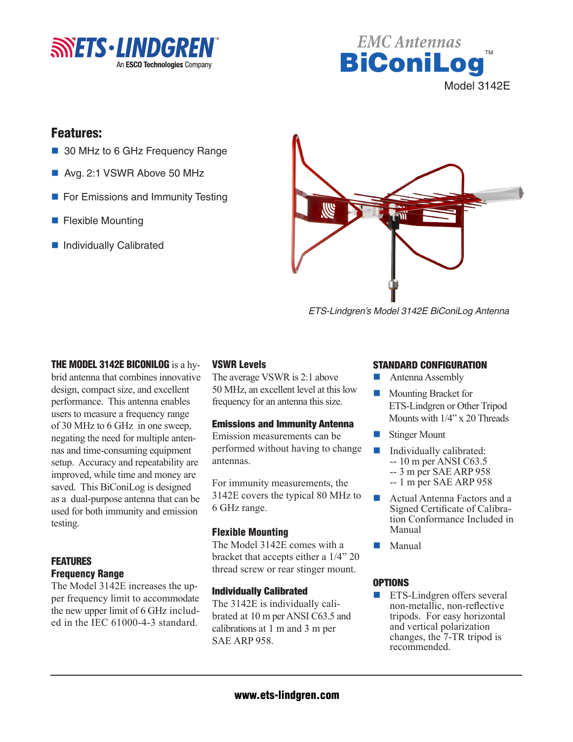ETS·LINDGREN
An ESCO Technologies Company

# EMC Antennas BiConiLog™

Model 3142E

## Features:

- 30 MHz to 6 GHz Frequency Range
- Avg. 2:1 VSWR Above 50 MHz
- For Emissions and Immunity Testing
- Flexible Mounting
- Individually Calibrated

*ETS-Lindgren's Model 3142E BiConiLog Antenna*

**THE MODEL 3142E BICONILOG** is a hybrid antenna that combines innovative design, compact size, and excellent performance. This antenna enables users to measure a frequency range of 30 MHz to 6 GHz in one sweep, negating the need for multiple antennas and time-consuming equipment setup. Accuracy and repeatability are improved, while time and money are saved. This BiConiLog is designed as a dual-purpose antenna that can be used for both immunity and emission testing.

### FEATURES

#### Frequency Range

The Model 3142E increases the upper frequency limit to accommodate the new upper limit of 6 GHz included in the IEC 61000-4-3 standard.

#### VSWR Levels

The average VSWR is 2:1 above 50 MHz, an excellent level at this low frequency for an antenna this size.

#### Emissions and Immunity Antenna

Emission measurements can be performed without having to change antennas.

For immunity measurements, the 3142E covers the typical 80 MHz to 6 GHz range.

#### Flexible Mounting

The Model 3142E comes with a bracket that accepts either a 1/4" 20 thread screw or rear stinger mount.

#### Individually Calibrated

The 3142E is individually calibrated at 10 m per ANSI C63.5 and calibrations at 1 m and 3 m per SAE ARP 958.

### STANDARD CONFIGURATION

- Antenna Assembly
- Mounting Bracket for ETS-Lindgren or Other Tripod Mounts with 1/4" x 20 Threads
- Stinger Mount
- Individually calibrated:
  - -- 10 m per ANSI C63.5
  - -- 3 m per SAE ARP 958
  - -- 1 m per SAE ARP 958
- Actual Antenna Factors and a Signed Certificate of Calibration Conformance Included in Manual
- Manual

### OPTIONS

- ETS-Lindgren offers several non-metallic, non-reflective tripods. For easy horizontal and vertical polarization changes, the 7-TR tripod is recommended.

www.ets-lindgren.com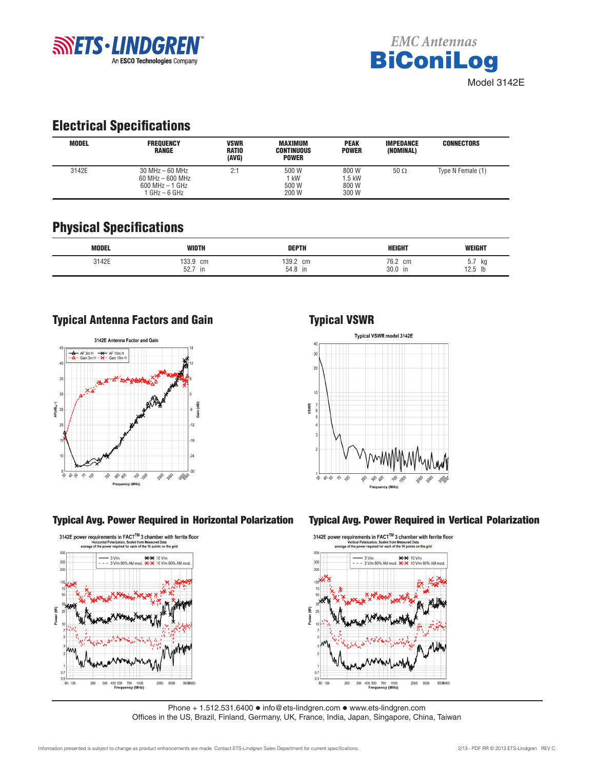ETS·LINDGREN
An ESCO Technologies Company

*EMC Antennas*

# BiConiLog

Model 3142E

## Electrical Specifications

| MODEL | FREQUENCY RANGE | VSWR RATIO (AVG) | MAXIMUM CONTINUOUS POWER | PEAK POWER | IMPEDANCE (NOMINAL) | CONNECTORS |
|---|---|---|---|---|---|---|
| 3142E | 30 MHz – 60 MHz<br>60 MHz – 600 MHz<br>600 MHz – 1 GHz<br>1 GHz – 6 GHz | 2:1 | 500 W<br>1 kW<br>500 W<br>200 W | 800 W<br>1.5 kW<br>800 W<br>300 W | 50 Ω | Type N Female (1) |

## Physical Specifications

| MODEL | WIDTH | DEPTH | HEIGHT | WEIGHT |
|---|---|---|---|---|
| 3142E | 133.9 cm<br>52.7 in | 139.2 cm<br>54.8 in | 76.2 cm<br>30.0 in | 5.7 kg<br>12.5 lb |

## Typical Antenna Factors and Gain

3142E Antenna Factor and Gain

AF 3m H, AF 10m H, Gain 3m H, Gain 10m H

AF(dB/m)

Gain (dBi)

Frequency (MHz)

## Typical VSWR

Typical VSWR model 3142E

VSWR

Frequency (MHz)

## Typical Avg. Power Required in Horizontal Polarization

3142E power requirements in FACT™ 3 chamber with ferrite floor

Horizontal Polarization, Scaled from Measured Data

average of the power required for each of the 16 points on the grid

3 V/m, 3 V/m 80% AM mod., 10 V/m, 10 V/m 80% AM mod.

Power (W)

Frequency (MHz)

## Typical Avg. Power Required in Vertical Polarization

3142E power requirements in FACT™ 3 chamber with ferrite floor

Vertical Polarization, Scaled from Measured Data

average of the power required for each of the 16 points on the grid

3 V/m, 3 V/m 80% AM mod., 10 V/m, 10 V/m 80% AM mod.

Power (W)

Frequency (MHz)

Phone + 1.512.531.6400 ● info@ets-lindgren.com ● www.ets-lindgren.com

Offices in the US, Brazil, Finland, Germany, UK, France, India, Japan, Singapore, China, Taiwan

Information presented is subject to change as product enhancements are made. Contact ETS-Lindgren Sales Department for current specifications.

2/13 - PDF RR © 2013 ETS-Lindgren REV C